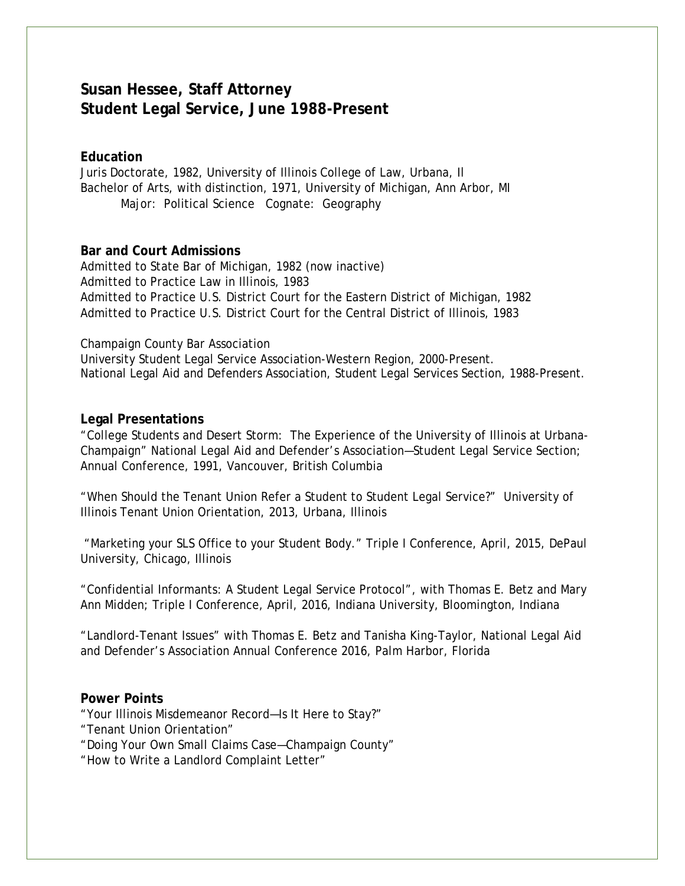# Susan Hessee, Staff Attorney
# Student Legal Service, June 1988-Present

**Education**

Juris Doctorate, 1982, University of Illinois College of Law, Urbana, Il
Bachelor of Arts, with distinction, 1971, University of Michigan, Ann Arbor, MI
    Major: Political Science  Cognate: Geography

**Bar and Court Admissions**

Admitted to State Bar of Michigan, 1982 (now inactive)
Admitted to Practice Law in Illinois, 1983
Admitted to Practice U.S. District Court for the Eastern District of Michigan, 1982
Admitted to Practice U.S. District Court for the Central District of Illinois, 1983

Champaign County Bar Association
University Student Legal Service Association-Western Region, 2000-Present.
National Legal Aid and Defenders Association, Student Legal Services Section, 1988-Present.

**Legal Presentations**

"College Students and Desert Storm: The Experience of the University of Illinois at Urbana-Champaign" National Legal Aid and Defender's Association—Student Legal Service Section; Annual Conference, 1991, Vancouver, British Columbia

"When Should the Tenant Union Refer a Student to Student Legal Service?" University of Illinois Tenant Union Orientation, 2013, Urbana, Illinois

"Marketing your SLS Office to your Student Body." Triple I Conference, April, 2015, DePaul University, Chicago, Illinois

"Confidential Informants: A Student Legal Service Protocol", with Thomas E. Betz and Mary Ann Midden; Triple I Conference, April, 2016, Indiana University, Bloomington, Indiana

"Landlord-Tenant Issues" with Thomas E. Betz and Tanisha King-Taylor, National Legal Aid and Defender's Association Annual Conference 2016, Palm Harbor, Florida

**Power Points**

"Your Illinois Misdemeanor Record—Is It Here to Stay?"
"Tenant Union Orientation"
"Doing Your Own Small Claims Case—Champaign County"
"How to Write a Landlord Complaint Letter"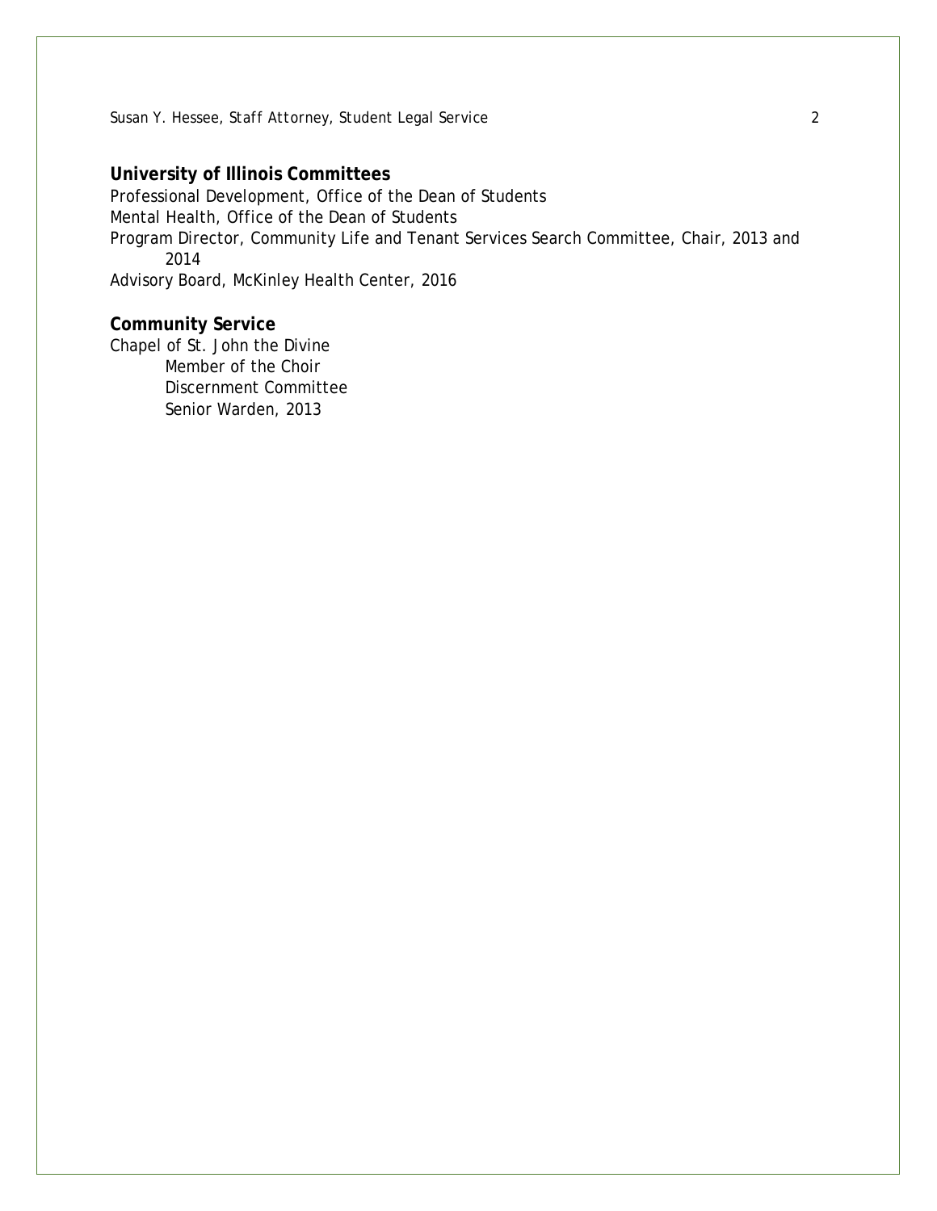## University of Illinois Committees

Professional Development, Office of the Dean of Students
Mental Health, Office of the Dean of Students
Program Director, Community Life and Tenant Services Search Committee, Chair, 2013 and 2014
Advisory Board, McKinley Health Center, 2016

## Community Service

Chapel of St. John the Divine
- Member of the Choir
- Discernment Committee
- Senior Warden, 2013